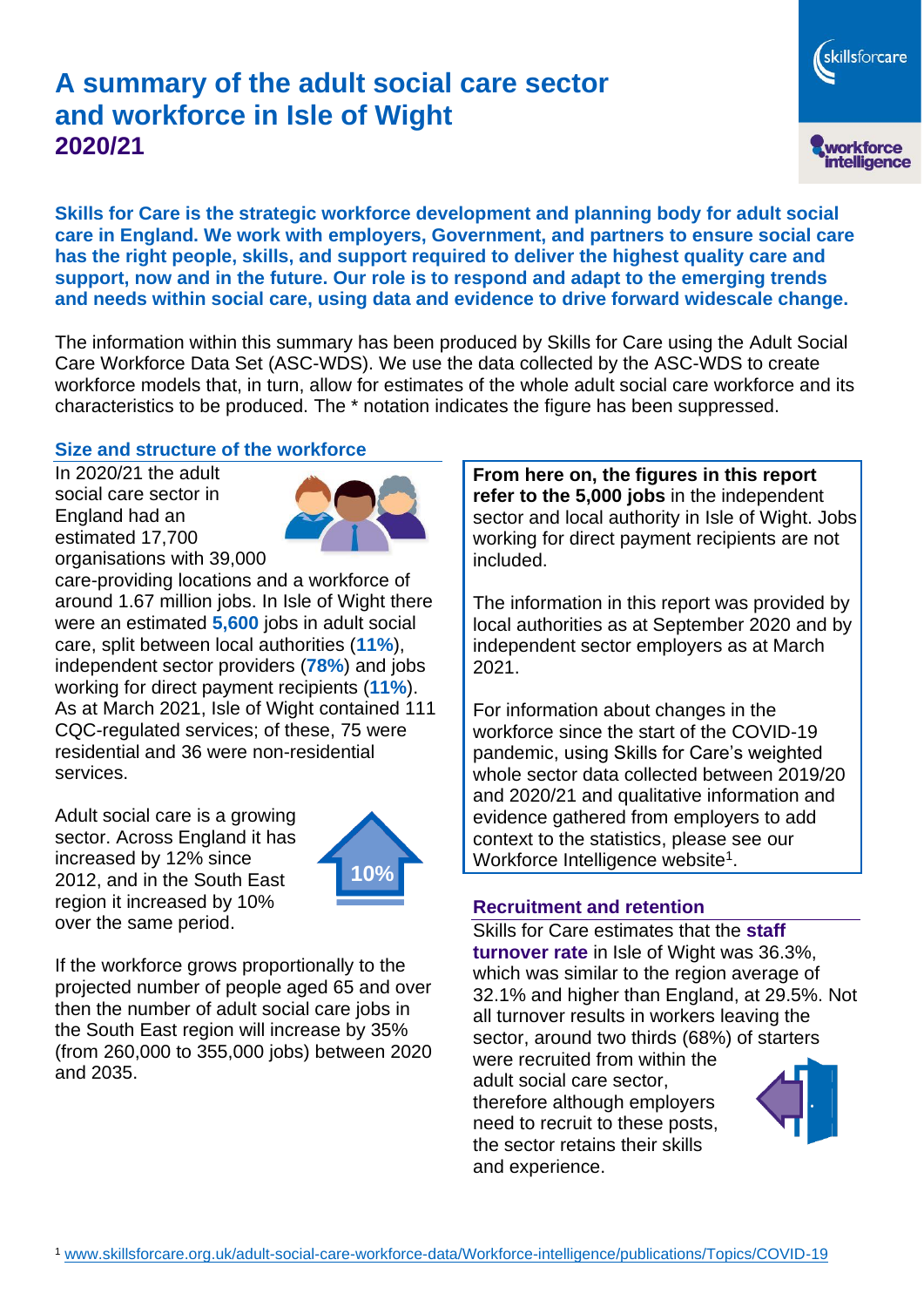# A summary of the adult social care sector and workforce in Isle of Wight 2020/21

**Skills for Care is the strategic workforce development and planning body for adult social care in England. We work with employers, Government, and partners to ensure social care has the right people, skills, and support required to deliver the highest quality care and support, now and in the future. Our role is to respond and adapt to the emerging trends and needs within social care, using data and evidence to drive forward widescale change.**

The information within this summary has been produced by Skills for Care using the Adult Social Care Workforce Data Set (ASC-WDS). We use the data collected by the ASC-WDS to create workforce models that, in turn, allow for estimates of the whole adult social care workforce and its characteristics to be produced. The * notation indicates the figure has been suppressed.

## Size and structure of the workforce

In 2020/21 the adult social care sector in England had an estimated 17,700 organisations with 39,000 care-providing locations and a workforce of around 1.67 million jobs. In Isle of Wight there were an estimated **5,600** jobs in adult social care, split between local authorities (**11%**), independent sector providers (**78%**) and jobs working for direct payment recipients (**11%**). As at March 2021, Isle of Wight contained 111 CQC-regulated services; of these, 75 were residential and 36 were non-residential services.

Adult social care is a growing sector. Across England it has increased by 12% since 2012, and in the South East region it increased by 10% over the same period.

10%

If the workforce grows proportionally to the projected number of people aged 65 and over then the number of adult social care jobs in the South East region will increase by 35% (from 260,000 to 355,000 jobs) between 2020 and 2035.

**From here on, the figures in this report refer to the 5,000 jobs** in the independent sector and local authority in Isle of Wight. Jobs working for direct payment recipients are not included.

The information in this report was provided by local authorities as at September 2020 and by independent sector employers as at March 2021.

For information about changes in the workforce since the start of the COVID-19 pandemic, using Skills for Care's weighted whole sector data collected between 2019/20 and 2020/21 and qualitative information and evidence gathered from employers to add context to the statistics, please see our Workforce Intelligence website[1].

## Recruitment and retention

Skills for Care estimates that the **staff turnover rate** in Isle of Wight was 36.3%, which was similar to the region average of 32.1% and higher than England, at 29.5%. Not all turnover results in workers leaving the sector, around two thirds (68%) of starters were recruited from within the adult social care sector, therefore although employers need to recruit to these posts, the sector retains their skills and experience.

[1] www.skillsforcare.org.uk/adult-social-care-workforce-data/Workforce-intelligence/publications/Topics/COVID-19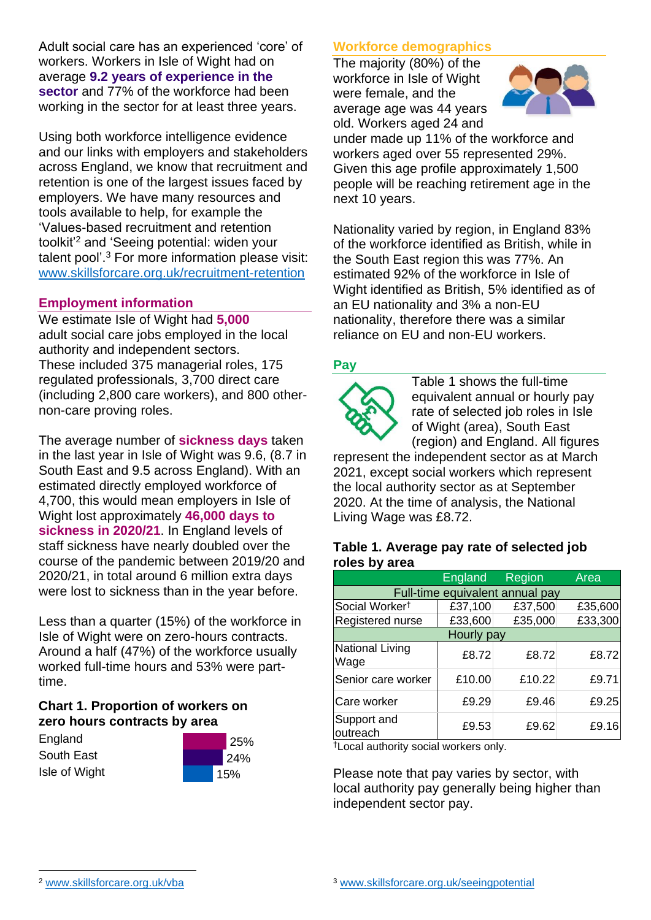Adult social care has an experienced 'core' of workers. Workers in Isle of Wight had on average **9.2 years of experience in the sector** and 77% of the workforce had been working in the sector for at least three years.

Using both workforce intelligence evidence and our links with employers and stakeholders across England, we know that recruitment and retention is one of the largest issues faced by employers. We have many resources and tools available to help, for example the 'Values-based recruitment and retention toolkit'[2] and 'Seeing potential: widen your talent pool'.[3] For more information please visit: [www.skillsforcare.org.uk/recruitment-retention](http://www.skillsforcare.org.uk/recruitment-retention)

## Employment information

We estimate Isle of Wight had **5,000** adult social care jobs employed in the local authority and independent sectors. These included 375 managerial roles, 175 regulated professionals, 3,700 direct care (including 2,800 care workers), and 800 other-non-care proving roles.

The average number of **sickness days** taken in the last year in Isle of Wight was 9.6, (8.7 in South East and 9.5 across England). With an estimated directly employed workforce of 4,700, this would mean employers in Isle of Wight lost approximately **46,000 days to sickness in 2020/21**. In England levels of staff sickness have nearly doubled over the course of the pandemic between 2019/20 and 2020/21, in total around 6 million extra days were lost to sickness than in the year before.

Less than a quarter (15%) of the workforce in Isle of Wight were on zero-hours contracts. Around a half (47%) of the workforce usually worked full-time hours and 53% were part-time.

### Chart 1. Proportion of workers on zero hours contracts by area

| Area | Proportion |
|---|---|
| England | 25% |
| South East | 24% |
| Isle of Wight | 15% |

## Workforce demographics

The majority (80%) of the workforce in Isle of Wight were female, and the average age was 44 years old. Workers aged 24 and under made up 11% of the workforce and workers aged over 55 represented 29%. Given this age profile approximately 1,500 people will be reaching retirement age in the next 10 years.

Nationality varied by region, in England 83% of the workforce identified as British, while in the South East region this was 77%. An estimated 92% of the workforce in Isle of Wight identified as British, 5% identified as of an EU nationality and 3% a non-EU nationality, therefore there was a similar reliance on EU and non-EU workers.

## Pay

Table 1 shows the full-time equivalent annual or hourly pay rate of selected job roles in Isle of Wight (area), South East (region) and England. All figures represent the independent sector as at March 2021, except social workers which represent the local authority sector as at September 2020. At the time of analysis, the National Living Wage was £8.72.

### Table 1. Average pay rate of selected job roles by area

| | England | Region | Area |
|---|---|---|---|
| **Full-time equivalent annual pay** | | | |
| Social Worker† | £37,100 | £37,500 | £35,600 |
| Registered nurse | £33,600 | £35,000 | £33,300 |
| **Hourly pay** | | | |
| National Living Wage | £8.72 | £8.72 | £8.72 |
| Senior care worker | £10.00 | £10.22 | £9.71 |
| Care worker | £9.29 | £9.46 | £9.25 |
| Support and outreach | £9.53 | £9.62 | £9.16 |

†Local authority social workers only.

Please note that pay varies by sector, with local authority pay generally being higher than independent sector pay.

[2] [www.skillsforcare.org.uk/vba](http://www.skillsforcare.org.uk/vba)

[3] [www.skillsforcare.org.uk/seeingpotential](http://www.skillsforcare.org.uk/seeingpotential)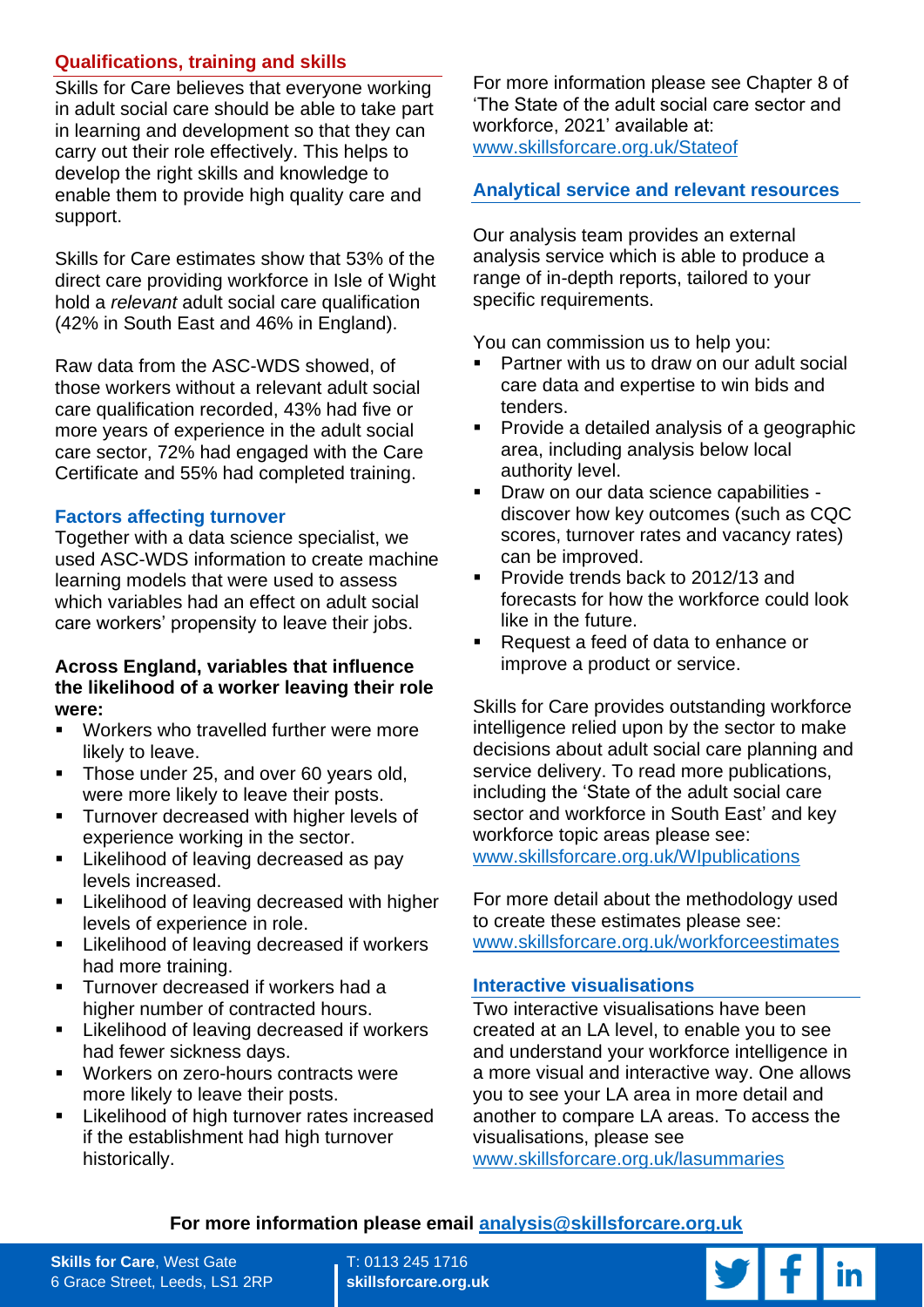## Qualifications, training and skills

Skills for Care believes that everyone working in adult social care should be able to take part in learning and development so that they can carry out their role effectively. This helps to develop the right skills and knowledge to enable them to provide high quality care and support.

Skills for Care estimates show that 53% of the direct care providing workforce in Isle of Wight hold a *relevant* adult social care qualification (42% in South East and 46% in England).

Raw data from the ASC-WDS showed, of those workers without a relevant adult social care qualification recorded, 43% had five or more years of experience in the adult social care sector, 72% had engaged with the Care Certificate and 55% had completed training.

## Factors affecting turnover

Together with a data science specialist, we used ASC-WDS information to create machine learning models that were used to assess which variables had an effect on adult social care workers' propensity to leave their jobs.

**Across England, variables that influence the likelihood of a worker leaving their role were:**

- Workers who travelled further were more likely to leave.
- Those under 25, and over 60 years old, were more likely to leave their posts.
- Turnover decreased with higher levels of experience working in the sector.
- Likelihood of leaving decreased as pay levels increased.
- Likelihood of leaving decreased with higher levels of experience in role.
- Likelihood of leaving decreased if workers had more training.
- Turnover decreased if workers had a higher number of contracted hours.
- Likelihood of leaving decreased if workers had fewer sickness days.
- Workers on zero-hours contracts were more likely to leave their posts.
- Likelihood of high turnover rates increased if the establishment had high turnover historically.

For more information please see Chapter 8 of 'The State of the adult social care sector and workforce, 2021' available at: www.skillsforcare.org.uk/Stateof

## Analytical service and relevant resources

Our analysis team provides an external analysis service which is able to produce a range of in-depth reports, tailored to your specific requirements.

You can commission us to help you:

- Partner with us to draw on our adult social care data and expertise to win bids and tenders.
- Provide a detailed analysis of a geographic area, including analysis below local authority level.
- Draw on our data science capabilities - discover how key outcomes (such as CQC scores, turnover rates and vacancy rates) can be improved.
- Provide trends back to 2012/13 and forecasts for how the workforce could look like in the future.
- Request a feed of data to enhance or improve a product or service.

Skills for Care provides outstanding workforce intelligence relied upon by the sector to make decisions about adult social care planning and service delivery. To read more publications, including the 'State of the adult social care sector and workforce in South East' and key workforce topic areas please see: www.skillsforcare.org.uk/WIpublications

For more detail about the methodology used to create these estimates please see: www.skillsforcare.org.uk/workforceestimates

## Interactive visualisations

Two interactive visualisations have been created at an LA level, to enable you to see and understand your workforce intelligence in a more visual and interactive way. One allows you to see your LA area in more detail and another to compare LA areas. To access the visualisations, please see www.skillsforcare.org.uk/lasummaries

**For more information please email analysis@skillsforcare.org.uk**

**Skills for Care**, West Gate
6 Grace Street, Leeds, LS1 2RP

T: 0113 245 1716
**skillsforcare.org.uk**